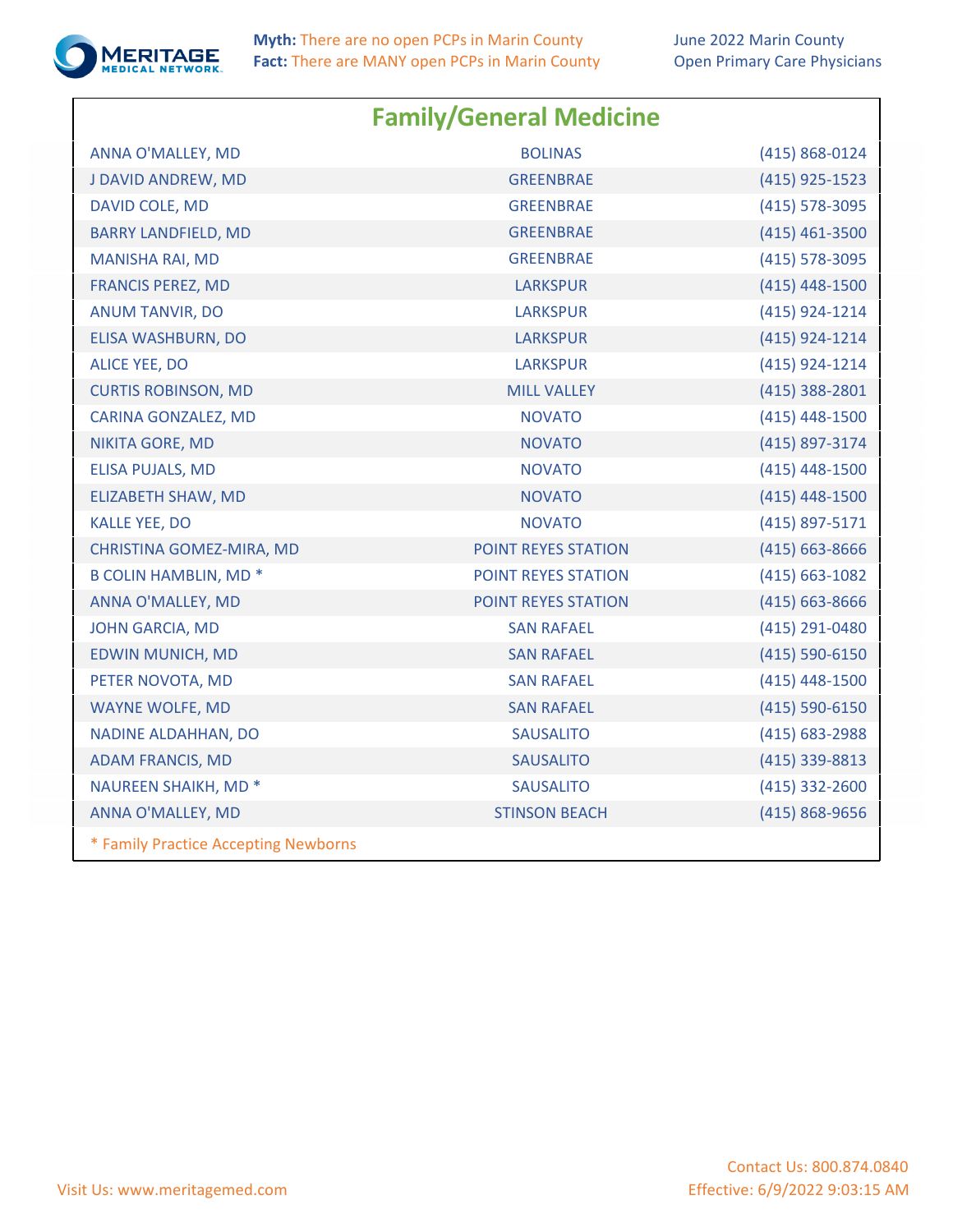MERITAGE MEDICAL NETWORK

**Myth:** There are no open PCPs in Marin County
**Fact:** There are MANY open PCPs in Marin County

June 2022 Marin County
Open Primary Care Physicians

## Family/General Medicine

| Physician | City | Phone |
|---|---|---|
| ANNA O'MALLEY, MD | BOLINAS | (415) 868-0124 |
| J DAVID ANDREW, MD | GREENBRAE | (415) 925-1523 |
| DAVID COLE, MD | GREENBRAE | (415) 578-3095 |
| BARRY LANDFIELD, MD | GREENBRAE | (415) 461-3500 |
| MANISHA RAI, MD | GREENBRAE | (415) 578-3095 |
| FRANCIS PEREZ, MD | LARKSPUR | (415) 448-1500 |
| ANUM TANVIR, DO | LARKSPUR | (415) 924-1214 |
| ELISA WASHBURN, DO | LARKSPUR | (415) 924-1214 |
| ALICE YEE, DO | LARKSPUR | (415) 924-1214 |
| CURTIS ROBINSON, MD | MILL VALLEY | (415) 388-2801 |
| CARINA GONZALEZ, MD | NOVATO | (415) 448-1500 |
| NIKITA GORE, MD | NOVATO | (415) 897-3174 |
| ELISA PUJALS, MD | NOVATO | (415) 448-1500 |
| ELIZABETH SHAW, MD | NOVATO | (415) 448-1500 |
| KALLE YEE, DO | NOVATO | (415) 897-5171 |
| CHRISTINA GOMEZ-MIRA, MD | POINT REYES STATION | (415) 663-8666 |
| B COLIN HAMBLIN, MD * | POINT REYES STATION | (415) 663-1082 |
| ANNA O'MALLEY, MD | POINT REYES STATION | (415) 663-8666 |
| JOHN GARCIA, MD | SAN RAFAEL | (415) 291-0480 |
| EDWIN MUNICH, MD | SAN RAFAEL | (415) 590-6150 |
| PETER NOVOTA, MD | SAN RAFAEL | (415) 448-1500 |
| WAYNE WOLFE, MD | SAN RAFAEL | (415) 590-6150 |
| NADINE ALDAHHAN, DO | SAUSALITO | (415) 683-2988 |
| ADAM FRANCIS, MD | SAUSALITO | (415) 339-8813 |
| NAUREEN SHAIKH, MD * | SAUSALITO | (415) 332-2600 |
| ANNA O'MALLEY, MD | STINSON BEACH | (415) 868-9656 |

* Family Practice Accepting Newborns

Contact Us: 800.874.0840

Visit Us: www.meritagemed.com

Effective: 6/9/2022 9:03:15 AM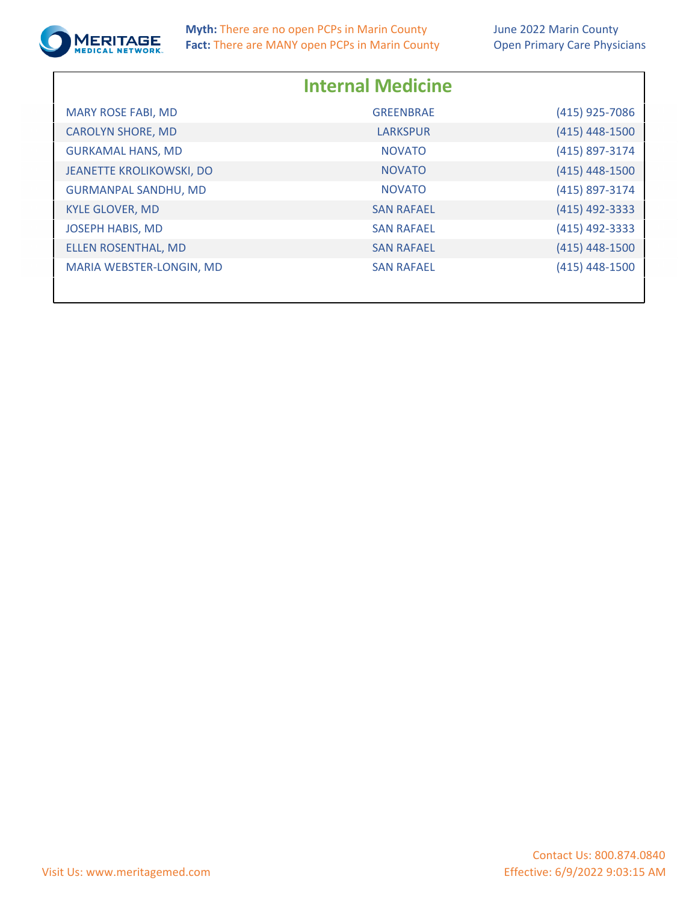**Myth:** There are no open PCPs in Marin County
**Fact:** There are MANY open PCPs in Marin County

June 2022 Marin County
Open Primary Care Physicians

## Internal Medicine

| Name | City | Phone |
|---|---|---|
| MARY ROSE FABI, MD | GREENBRAE | (415) 925-7086 |
| CAROLYN SHORE, MD | LARKSPUR | (415) 448-1500 |
| GURKAMAL HANS, MD | NOVATO | (415) 897-3174 |
| JEANETTE KROLIKOWSKI, DO | NOVATO | (415) 448-1500 |
| GURMANPAL SANDHU, MD | NOVATO | (415) 897-3174 |
| KYLE GLOVER, MD | SAN RAFAEL | (415) 492-3333 |
| JOSEPH HABIS, MD | SAN RAFAEL | (415) 492-3333 |
| ELLEN ROSENTHAL, MD | SAN RAFAEL | (415) 448-1500 |
| MARIA WEBSTER-LONGIN, MD | SAN RAFAEL | (415) 448-1500 |

Contact Us: 800.874.0840

Visit Us: www.meritagemed.com

Effective: 6/9/2022 9:03:15 AM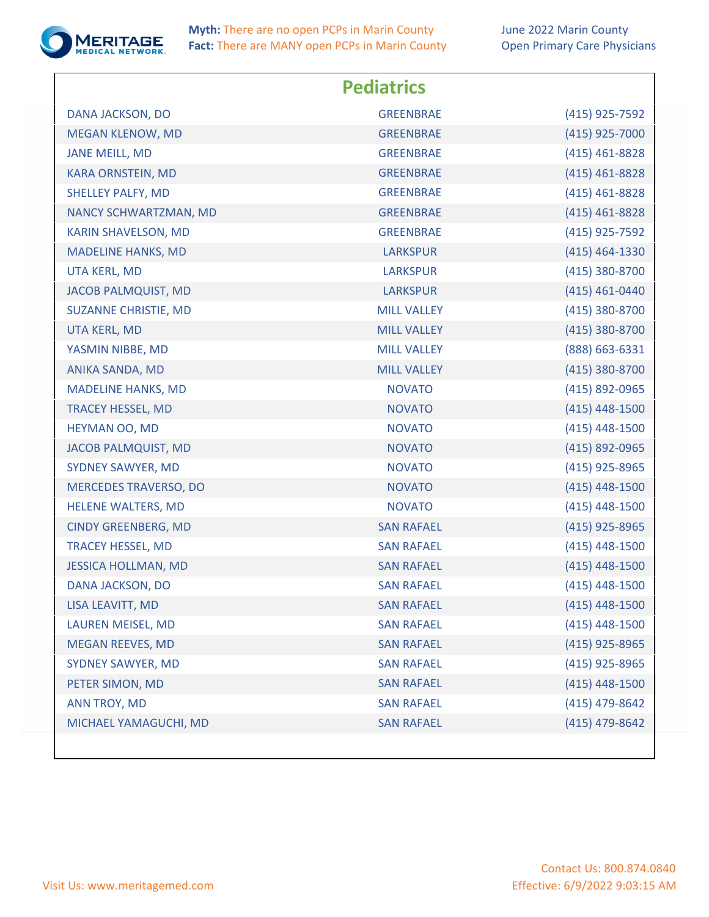**Myth:** There are no open PCPs in Marin County
**Fact:** There are MANY open PCPs in Marin County

June 2022 Marin County
Open Primary Care Physicians

## Pediatrics

| | | |
|---|---|---|
| DANA JACKSON, DO | GREENBRAE | (415) 925-7592 |
| MEGAN KLENOW, MD | GREENBRAE | (415) 925-7000 |
| JANE MEILL, MD | GREENBRAE | (415) 461-8828 |
| KARA ORNSTEIN, MD | GREENBRAE | (415) 461-8828 |
| SHELLEY PALFY, MD | GREENBRAE | (415) 461-8828 |
| NANCY SCHWARTZMAN, MD | GREENBRAE | (415) 461-8828 |
| KARIN SHAVELSON, MD | GREENBRAE | (415) 925-7592 |
| MADELINE HANKS, MD | LARKSPUR | (415) 464-1330 |
| UTA KERL, MD | LARKSPUR | (415) 380-8700 |
| JACOB PALMQUIST, MD | LARKSPUR | (415) 461-0440 |
| SUZANNE CHRISTIE, MD | MILL VALLEY | (415) 380-8700 |
| UTA KERL, MD | MILL VALLEY | (415) 380-8700 |
| YASMIN NIBBE, MD | MILL VALLEY | (888) 663-6331 |
| ANIKA SANDA, MD | MILL VALLEY | (415) 380-8700 |
| MADELINE HANKS, MD | NOVATO | (415) 892-0965 |
| TRACEY HESSEL, MD | NOVATO | (415) 448-1500 |
| HEYMAN OO, MD | NOVATO | (415) 448-1500 |
| JACOB PALMQUIST, MD | NOVATO | (415) 892-0965 |
| SYDNEY SAWYER, MD | NOVATO | (415) 925-8965 |
| MERCEDES TRAVERSO, DO | NOVATO | (415) 448-1500 |
| HELENE WALTERS, MD | NOVATO | (415) 448-1500 |
| CINDY GREENBERG, MD | SAN RAFAEL | (415) 925-8965 |
| TRACEY HESSEL, MD | SAN RAFAEL | (415) 448-1500 |
| JESSICA HOLLMAN, MD | SAN RAFAEL | (415) 448-1500 |
| DANA JACKSON, DO | SAN RAFAEL | (415) 448-1500 |
| LISA LEAVITT, MD | SAN RAFAEL | (415) 448-1500 |
| LAUREN MEISEL, MD | SAN RAFAEL | (415) 448-1500 |
| MEGAN REEVES, MD | SAN RAFAEL | (415) 925-8965 |
| SYDNEY SAWYER, MD | SAN RAFAEL | (415) 925-8965 |
| PETER SIMON, MD | SAN RAFAEL | (415) 448-1500 |
| ANN TROY, MD | SAN RAFAEL | (415) 479-8642 |
| MICHAEL YAMAGUCHI, MD | SAN RAFAEL | (415) 479-8642 |

Contact Us: 800.874.0840
Visit Us: www.meritagemed.com
Effective: 6/9/2022 9:03:15 AM